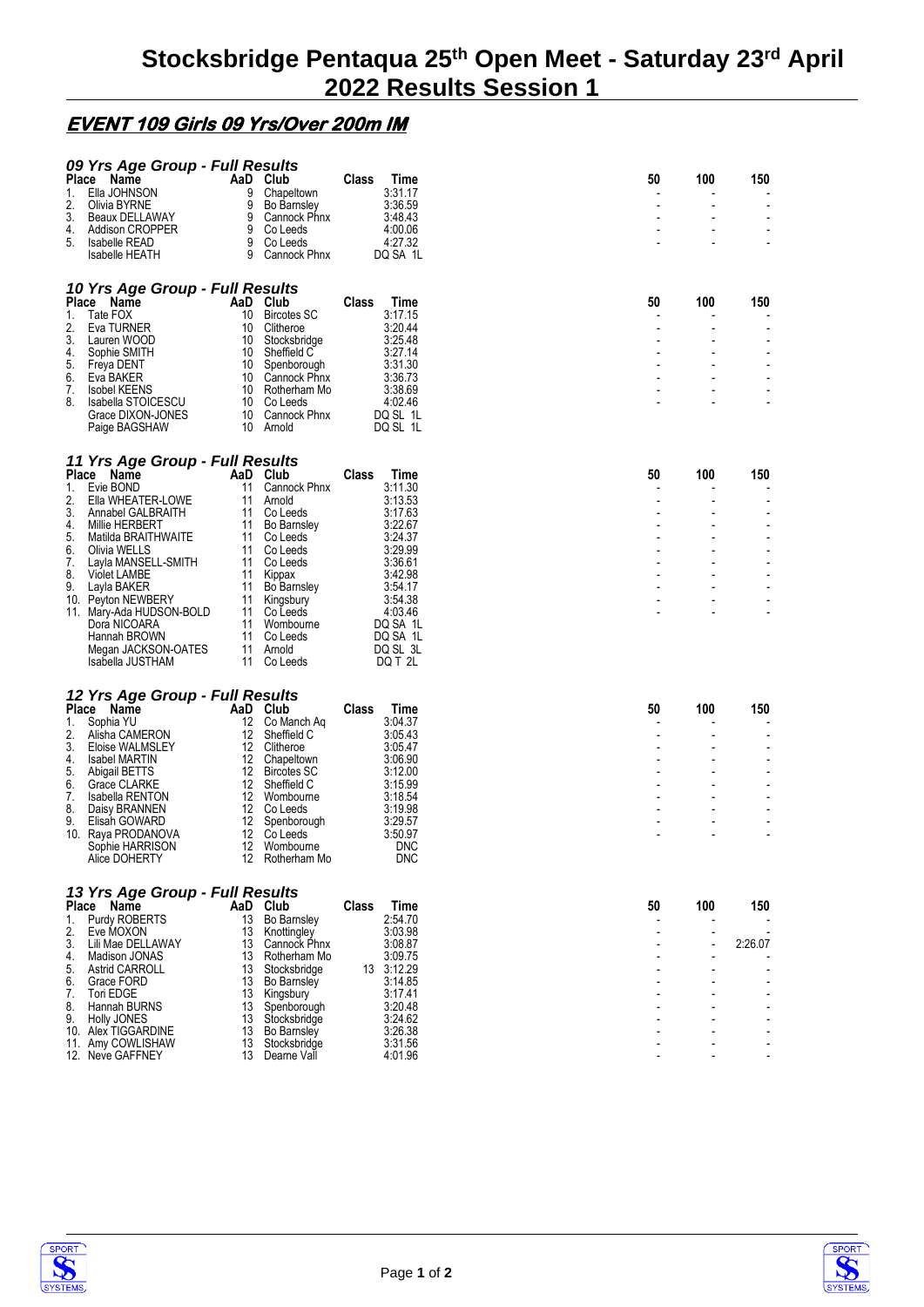# Stocksbridge Pentaqua 25th Open Meet - Saturday 23rd April 2022 Results Session 1

## EVENT 109 Girls 09 Yrs/Over 200m IM

### 09 Yrs Age Group - Full Results

| Place | Name | AaD | Club | Class | Time | 50 | 100 | 150 |
|---|---|---|---|---|---|---|---|---|
| 1. | Ella JOHNSON | 9 | Chapeltown | | 3:31.17 | - | - | - |
| 2. | Olivia BYRNE | 9 | Bo Barnsley | | 3:36.59 | - | - | - |
| 3. | Beaux DELLAWAY | 9 | Cannock Phnx | | 3:48.43 | - | - | - |
| 4. | Addison CROPPER | 9 | Co Leeds | | 4:00.06 | - | - | - |
| 5. | Isabelle READ | 9 | Co Leeds | | 4:27.32 | - | - | - |
| | Isabelle HEATH | 9 | Cannock Phnx | | DQ SA 1L | | | |

### 10 Yrs Age Group - Full Results

| Place | Name | AaD | Club | Class | Time | 50 | 100 | 150 |
|---|---|---|---|---|---|---|---|---|
| 1. | Tate FOX | 10 | Bircotes SC | | 3:17.15 | - | - | - |
| 2. | Eva TURNER | 10 | Clitheroe | | 3:20.44 | - | - | - |
| 3. | Lauren WOOD | 10 | Stocksbridge | | 3:25.48 | - | - | - |
| 4. | Sophie SMITH | 10 | Sheffield C | | 3:27.14 | - | - | - |
| 5. | Freya DENT | 10 | Spenborough | | 3:31.30 | - | - | - |
| 6. | Eva BAKER | 10 | Cannock Phnx | | 3:36.73 | - | - | - |
| 7. | Isobel KEENS | 10 | Rotherham Mo | | 3:38.69 | - | - | - |
| 8. | Isabella STOICESCU | 10 | Co Leeds | | 4:02.46 | - | - | - |
| | Grace DIXON-JONES | 10 | Cannock Phnx | | DQ SL 1L | | | |
| | Paige BAGSHAW | 10 | Arnold | | DQ SL 1L | | | |

### 11 Yrs Age Group - Full Results

| Place | Name | AaD | Club | Class | Time | 50 | 100 | 150 |
|---|---|---|---|---|---|---|---|---|
| 1. | Evie BOND | 11 | Cannock Phnx | | 3:11.30 | - | - | - |
| 2. | Ella WHEATER-LOWE | 11 | Arnold | | 3:13.53 | - | - | - |
| 3. | Annabel GALBRAITH | 11 | Co Leeds | | 3:17.63 | - | - | - |
| 4. | Millie HERBERT | 11 | Bo Barnsley | | 3:22.67 | - | - | - |
| 5. | Matilda BRAITHWAITE | 11 | Co Leeds | | 3:24.37 | - | - | - |
| 6. | Olivia WELLS | 11 | Co Leeds | | 3:29.99 | - | - | - |
| 7. | Layla MANSELL-SMITH | 11 | Co Leeds | | 3:36.61 | - | - | - |
| 8. | Violet LAMBE | 11 | Kippax | | 3:42.98 | - | - | - |
| 9. | Layla BAKER | 11 | Bo Barnsley | | 3:54.17 | - | - | - |
| 10. | Peyton NEWBERY | 11 | Kingsbury | | 3:54.38 | - | - | - |
| 11. | Mary-Ada HUDSON-BOLD | 11 | Co Leeds | | 4:03.46 | - | - | - |
| | Dora NICOARA | 11 | Wombourne | | DQ SA 1L | | | |
| | Hannah BROWN | 11 | Co Leeds | | DQ SA 1L | | | |
| | Megan JACKSON-OATES | 11 | Arnold | | DQ SL 3L | | | |
| | Isabella JUSTHAM | 11 | Co Leeds | | DQ T 2L | | | |

### 12 Yrs Age Group - Full Results

| Place | Name | AaD | Club | Class | Time | 50 | 100 | 150 |
|---|---|---|---|---|---|---|---|---|
| 1. | Sophia YU | 12 | Co Manch Aq | | 3:04.37 | - | - | - |
| 2. | Alisha CAMERON | 12 | Sheffield C | | 3:05.43 | - | - | - |
| 3. | Eloise WALMSLEY | 12 | Clitheroe | | 3:05.47 | - | - | - |
| 4. | Isabel MARTIN | 12 | Chapeltown | | 3:06.90 | - | - | - |
| 5. | Abigail BETTS | 12 | Bircotes SC | | 3:12.00 | - | - | - |
| 6. | Grace CLARKE | 12 | Sheffield C | | 3:15.99 | - | - | - |
| 7. | Isabella RENTON | 12 | Wombourne | | 3:18.54 | - | - | - |
| 8. | Daisy BRANNEN | 12 | Co Leeds | | 3:19.98 | - | - | - |
| 9. | Elisah GOWARD | 12 | Spenborough | | 3:29.57 | - | - | - |
| 10. | Raya PRODANOVA | 12 | Co Leeds | | 3:50.97 | - | - | - |
| | Sophie HARRISON | 12 | Wombourne | | DNC | | | |
| | Alice DOHERTY | 12 | Rotherham Mo | | DNC | | | |

### 13 Yrs Age Group - Full Results

| Place | Name | AaD | Club | Class | Time | 50 | 100 | 150 |
|---|---|---|---|---|---|---|---|---|
| 1. | Purdy ROBERTS | 13 | Bo Barnsley | | 2:54.70 | - | - | - |
| 2. | Eve MOXON | 13 | Knottingley | | 3:03.98 | - | - | - |
| 3. | Lili Mae DELLAWAY | 13 | Cannock Phnx | | 3:08.87 | - | - | 2:26.07 |
| 4. | Madison JONAS | 13 | Rotherham Mo | | 3:09.75 | - | - | - |
| 5. | Astrid CARROLL | 13 | Stocksbridge | 13 | 3:12.29 | - | - | - |
| 6. | Grace FORD | 13 | Bo Barnsley | | 3:14.85 | - | - | - |
| 7. | Tori EDGE | 13 | Kingsbury | | 3:17.41 | - | - | - |
| 8. | Hannah BURNS | 13 | Spenborough | | 3:20.48 | - | - | - |
| 9. | Holly JONES | 13 | Stocksbridge | | 3:24.62 | - | - | - |
| 10. | Alex TIGGARDINE | 13 | Bo Barnsley | | 3:26.38 | - | - | - |
| 11. | Amy COWLISHAW | 13 | Stocksbridge | | 3:31.56 | - | - | - |
| 12. | Neve GAFFNEY | 13 | Dearne Vall | | 4:01.96 | - | - | - |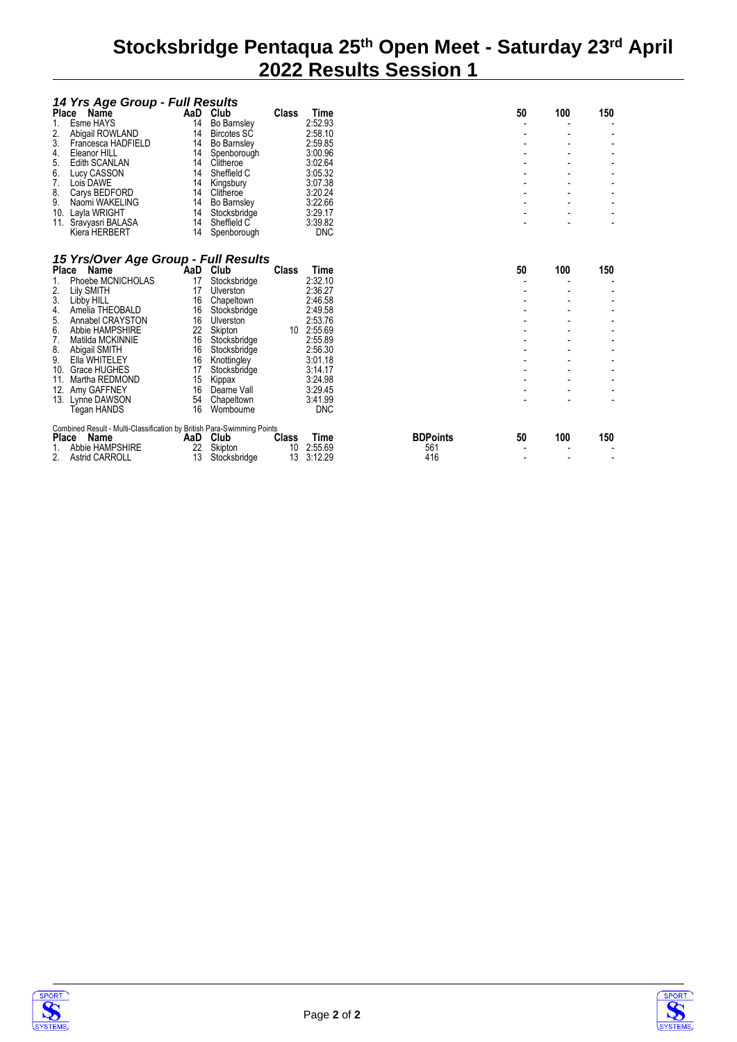# Stocksbridge Pentaqua 25th Open Meet - Saturday 23rd April 2022 Results Session 1

### *14 Yrs Age Group - Full Results*

| Place | Name | AaD | Club | Class | Time | 50 | 100 | 150 |
|---|---|---|---|---|---|---|---|---|
| 1. | Esme HAYS | 14 | Bo Barnsley | | 2:52.93 | - | - | - |
| 2. | Abigail ROWLAND | 14 | Bircotes SC | | 2:58.10 | - | - | - |
| 3. | Francesca HADFIELD | 14 | Bo Barnsley | | 2:59.85 | - | - | - |
| 4. | Eleanor HILL | 14 | Spenborough | | 3:00.96 | - | - | - |
| 5. | Edith SCANLAN | 14 | Clitheroe | | 3:02.64 | - | - | - |
| 6. | Lucy CASSON | 14 | Sheffield C | | 3:05.32 | - | - | - |
| 7. | Lois DAWE | 14 | Kingsbury | | 3:07.38 | - | - | - |
| 8. | Carys BEDFORD | 14 | Clitheroe | | 3:20.24 | - | - | - |
| 9. | Naomi WAKELING | 14 | Bo Barnsley | | 3:22.66 | - | - | - |
| 10. | Layla WRIGHT | 14 | Stocksbridge | | 3:29.17 | - | - | - |
| 11. | Sravyasri BALASA | 14 | Sheffield C | | 3:39.82 | - | - | - |
| | Kiera HERBERT | 14 | Spenborough | | DNC | | | |

### *15 Yrs/Over Age Group - Full Results*

| Place | Name | AaD | Club | Class | Time | 50 | 100 | 150 |
|---|---|---|---|---|---|---|---|---|
| 1. | Phoebe MCNICHOLAS | 17 | Stocksbridge | | 2:32.10 | - | - | - |
| 2. | Lily SMITH | 17 | Ulverston | | 2:36.27 | - | - | - |
| 3. | Libby HILL | 16 | Chapeltown | | 2:46.58 | - | - | - |
| 4. | Amelia THEOBALD | 16 | Stocksbridge | | 2:49.58 | - | - | - |
| 5. | Annabel CRAYSTON | 16 | Ulverston | | 2:53.76 | - | - | - |
| 6. | Abbie HAMPSHIRE | 22 | Skipton | 10 | 2:55.69 | - | - | - |
| 7. | Matilda MCKINNIE | 16 | Stocksbridge | | 2:55.89 | - | - | - |
| 8. | Abigail SMITH | 16 | Stocksbridge | | 2:56.30 | - | - | - |
| 9. | Ella WHITELEY | 16 | Knottingley | | 3:01.18 | - | - | - |
| 10. | Grace HUGHES | 17 | Stocksbridge | | 3:14.17 | - | - | - |
| 11. | Martha REDMOND | 15 | Kippax | | 3:24.98 | - | - | - |
| 12. | Amy GAFFNEY | 16 | Dearne Vall | | 3:29.45 | - | - | - |
| 13. | Lynne DAWSON | 54 | Chapeltown | | 3:41.99 | - | - | - |
| | Tegan HANDS | 16 | Wombourne | | DNC | | | |

Combined Result - Multi-Classification by British Para-Swimming Points

| Place | Name | AaD | Club | Class | Time | BDPoints | 50 | 100 | 150 |
|---|---|---|---|---|---|---|---|---|---|
| 1. | Abbie HAMPSHIRE | 22 | Skipton | 10 | 2:55.69 | 561 | - | - | - |
| 2. | Astrid CARROLL | 13 | Stocksbridge | 13 | 3:12.29 | 416 | - | - | - |